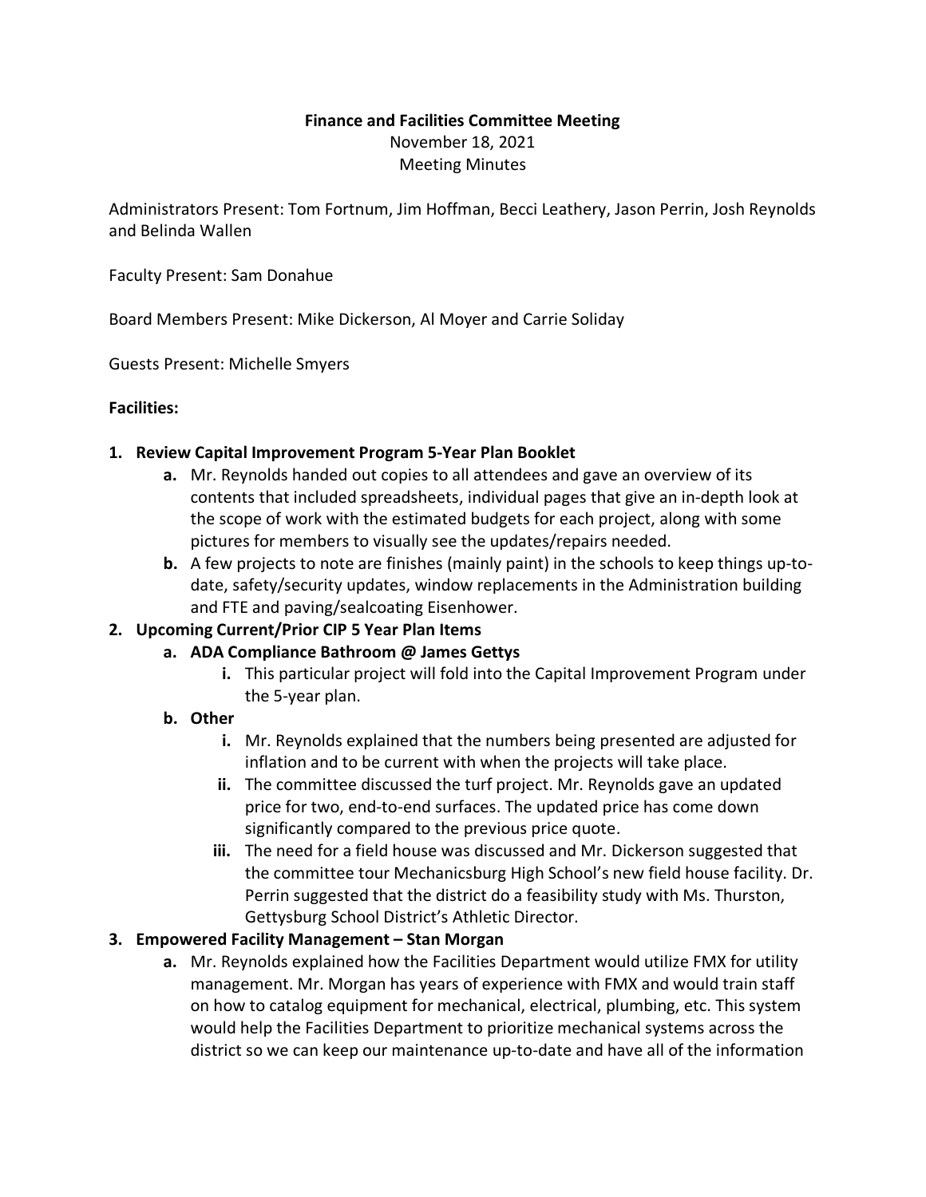**Finance and Facilities Committee Meeting**
November 18, 2021
Meeting Minutes

Administrators Present: Tom Fortnum, Jim Hoffman, Becci Leathery, Jason Perrin, Josh Reynolds and Belinda Wallen

Faculty Present: Sam Donahue

Board Members Present: Mike Dickerson, Al Moyer and Carrie Soliday

Guests Present: Michelle Smyers

**Facilities:**

1. **Review Capital Improvement Program 5-Year Plan Booklet**
   a. Mr. Reynolds handed out copies to all attendees and gave an overview of its contents that included spreadsheets, individual pages that give an in-depth look at the scope of work with the estimated budgets for each project, along with some pictures for members to visually see the updates/repairs needed.
   b. A few projects to note are finishes (mainly paint) in the schools to keep things up-to-date, safety/security updates, window replacements in the Administration building and FTE and paving/sealcoating Eisenhower.
2. **Upcoming Current/Prior CIP 5 Year Plan Items**
   a. **ADA Compliance Bathroom @ James Gettys**
      i. This particular project will fold into the Capital Improvement Program under the 5-year plan.
   b. **Other**
      i. Mr. Reynolds explained that the numbers being presented are adjusted for inflation and to be current with when the projects will take place.
      ii. The committee discussed the turf project. Mr. Reynolds gave an updated price for two, end-to-end surfaces. The updated price has come down significantly compared to the previous price quote.
      iii. The need for a field house was discussed and Mr. Dickerson suggested that the committee tour Mechanicsburg High School's new field house facility. Dr. Perrin suggested that the district do a feasibility study with Ms. Thurston, Gettysburg School District's Athletic Director.
3. **Empowered Facility Management – Stan Morgan**
   a. Mr. Reynolds explained how the Facilities Department would utilize FMX for utility management. Mr. Morgan has years of experience with FMX and would train staff on how to catalog equipment for mechanical, electrical, plumbing, etc. This system would help the Facilities Department to prioritize mechanical systems across the district so we can keep our maintenance up-to-date and have all of the information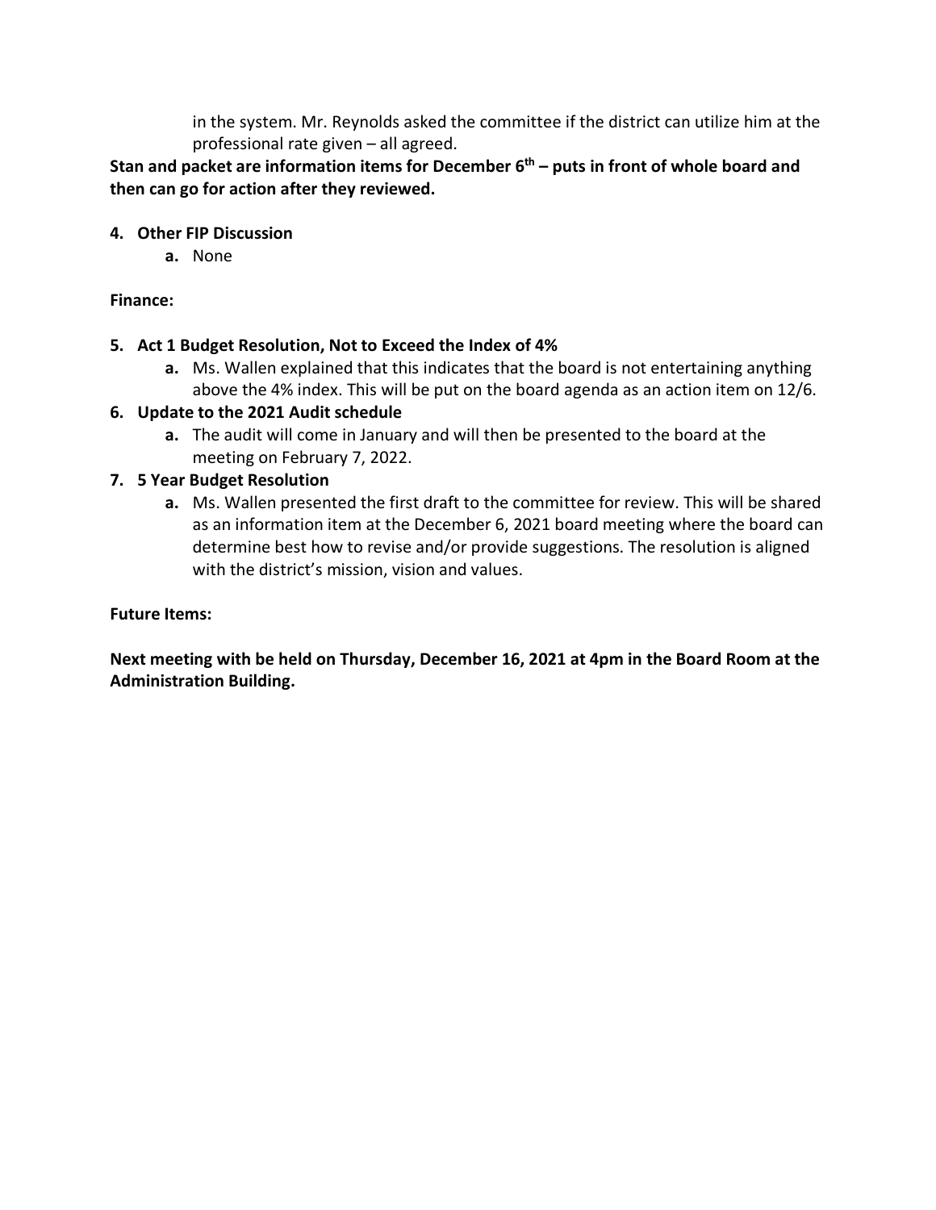in the system. Mr. Reynolds asked the committee if the district can utilize him at the professional rate given – all agreed.

**Stan and packet are information items for December 6th – puts in front of whole board and then can go for action after they reviewed.**

4. **Other FIP Discussion**
   a. None

**Finance:**

5. **Act 1 Budget Resolution, Not to Exceed the Index of 4%**
   a. Ms. Wallen explained that this indicates that the board is not entertaining anything above the 4% index. This will be put on the board agenda as an action item on 12/6.
6. **Update to the 2021 Audit schedule**
   a. The audit will come in January and will then be presented to the board at the meeting on February 7, 2022.
7. **5 Year Budget Resolution**
   a. Ms. Wallen presented the first draft to the committee for review. This will be shared as an information item at the December 6, 2021 board meeting where the board can determine best how to revise and/or provide suggestions. The resolution is aligned with the district's mission, vision and values.

**Future Items:**

**Next meeting with be held on Thursday, December 16, 2021 at 4pm in the Board Room at the Administration Building.**